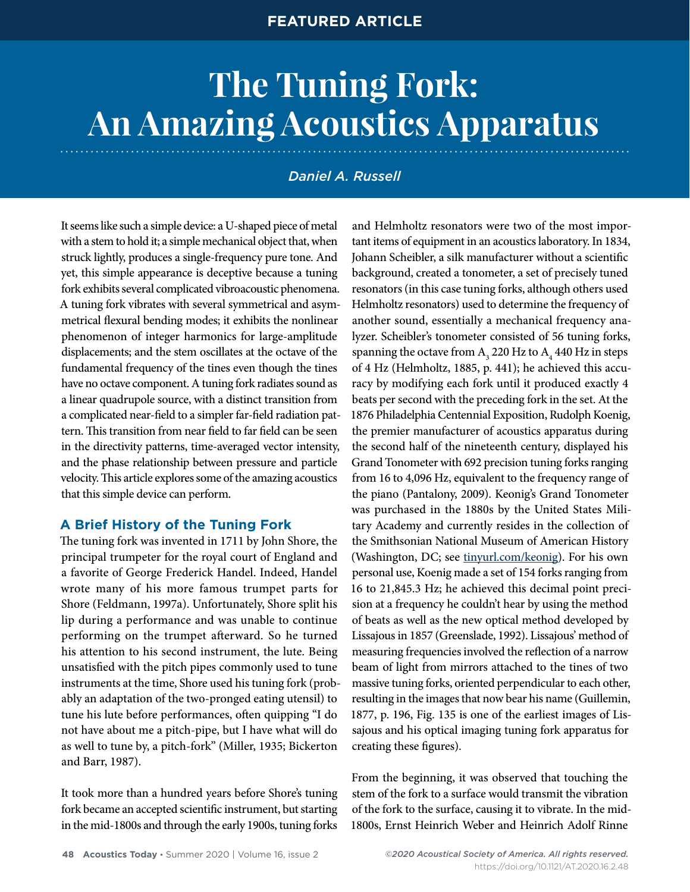FEATURED ARTICLE

# The Tuning Fork: An Amazing Acoustics Apparatus

*Daniel A. Russell*

It seems like such a simple device: a U-shaped piece of metal with a stem to hold it; a simple mechanical object that, when struck lightly, produces a single-frequency pure tone. And yet, this simple appearance is deceptive because a tuning fork exhibits several complicated vibroacoustic phenomena. A tuning fork vibrates with several symmetrical and asymmetrical flexural bending modes; it exhibits the nonlinear phenomenon of integer harmonics for large-amplitude displacements; and the stem oscillates at the octave of the fundamental frequency of the tines even though the tines have no octave component. A tuning fork radiates sound as a linear quadrupole source, with a distinct transition from a complicated near-field to a simpler far-field radiation pattern. This transition from near field to far field can be seen in the directivity patterns, time-averaged vector intensity, and the phase relationship between pressure and particle velocity. This article explores some of the amazing acoustics that this simple device can perform.

## A Brief History of the Tuning Fork

The tuning fork was invented in 1711 by John Shore, the principal trumpeter for the royal court of England and a favorite of George Frederick Handel. Indeed, Handel wrote many of his more famous trumpet parts for Shore (Feldmann, 1997a). Unfortunately, Shore split his lip during a performance and was unable to continue performing on the trumpet afterward. So he turned his attention to his second instrument, the lute. Being unsatisfied with the pitch pipes commonly used to tune instruments at the time, Shore used his tuning fork (probably an adaptation of the two-pronged eating utensil) to tune his lute before performances, often quipping "I do not have about me a pitch-pipe, but I have what will do as well to tune by, a pitch-fork" (Miller, 1935; Bickerton and Barr, 1987).

It took more than a hundred years before Shore's tuning fork became an accepted scientific instrument, but starting in the mid-1800s and through the early 1900s, tuning forks and Helmholtz resonators were two of the most important items of equipment in an acoustics laboratory. In 1834, Johann Scheibler, a silk manufacturer without a scientific background, created a tonometer, a set of precisely tuned resonators (in this case tuning forks, although others used Helmholtz resonators) used to determine the frequency of another sound, essentially a mechanical frequency analyzer. Scheibler's tonometer consisted of 56 tuning forks, spanning the octave from $A_3$ 220 Hz to $A_4$ 440 Hz in steps of 4 Hz (Helmholtz, 1885, p. 441); he achieved this accuracy by modifying each fork until it produced exactly 4 beats per second with the preceding fork in the set. At the 1876 Philadelphia Centennial Exposition, Rudolph Koenig, the premier manufacturer of acoustics apparatus during the second half of the nineteenth century, displayed his Grand Tonometer with 692 precision tuning forks ranging from 16 to 4,096 Hz, equivalent to the frequency range of the piano (Pantalony, 2009). Keonig's Grand Tonometer was purchased in the 1880s by the United States Military Academy and currently resides in the collection of the Smithsonian National Museum of American History (Washington, DC; see tinyurl.com/keonig). For his own personal use, Koenig made a set of 154 forks ranging from 16 to 21,845.3 Hz; he achieved this decimal point precision at a frequency he couldn't hear by using the method of beats as well as the new optical method developed by Lissajous in 1857 (Greenslade, 1992). Lissajous' method of measuring frequencies involved the reflection of a narrow beam of light from mirrors attached to the tines of two massive tuning forks, oriented perpendicular to each other, resulting in the images that now bear his name (Guillemin, 1877, p. 196, Fig. 135 is one of the earliest images of Lissajous and his optical imaging tuning fork apparatus for creating these figures).

From the beginning, it was observed that touching the stem of the fork to a surface would transmit the vibration of the fork to the surface, causing it to vibrate. In the mid-1800s, Ernst Heinrich Weber and Heinrich Adolf Rinne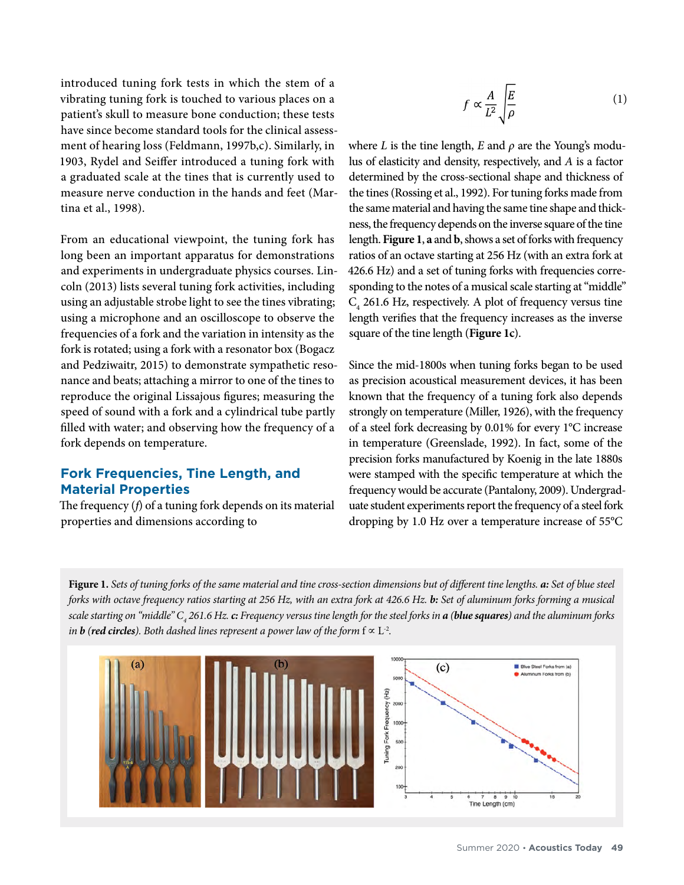introduced tuning fork tests in which the stem of a vibrating tuning fork is touched to various places on a patient's skull to measure bone conduction; these tests have since become standard tools for the clinical assessment of hearing loss (Feldmann, 1997b,c). Similarly, in 1903, Rydel and Seiffer introduced a tuning fork with a graduated scale at the tines that is currently used to measure nerve conduction in the hands and feet (Martina et al., 1998).

From an educational viewpoint, the tuning fork has long been an important apparatus for demonstrations and experiments in undergraduate physics courses. Lincoln (2013) lists several tuning fork activities, including using an adjustable strobe light to see the tines vibrating; using a microphone and an oscilloscope to observe the frequencies of a fork and the variation in intensity as the fork is rotated; using a fork with a resonator box (Bogacz and Pedziwaitr, 2015) to demonstrate sympathetic resonance and beats; attaching a mirror to one of the tines to reproduce the original Lissajous figures; measuring the speed of sound with a fork and a cylindrical tube partly filled with water; and observing how the frequency of a fork depends on temperature.

## Fork Frequencies, Tine Length, and Material Properties

The frequency ($f$) of a tuning fork depends on its material properties and dimensions according to

$$f \propto \frac{A}{L^2}\sqrt{\frac{E}{\rho}} \tag{1}$$

where $L$ is the tine length, $E$ and $\rho$ are the Young's modulus of elasticity and density, respectively, and $A$ is a factor determined by the cross-sectional shape and thickness of the tines (Rossing et al., 1992). For tuning forks made from the same material and having the same tine shape and thickness, the frequency depends on the inverse square of the tine length. **Figure 1**, **a** and **b**, shows a set of forks with frequency ratios of an octave starting at 256 Hz (with an extra fork at 426.6 Hz) and a set of tuning forks with frequencies corresponding to the notes of a musical scale starting at "middle" $C_4$ 261.6 Hz, respectively. A plot of frequency versus tine length verifies that the frequency increases as the inverse square of the tine length (**Figure 1c**).

Since the mid-1800s when tuning forks began to be used as precision acoustical measurement devices, it has been known that the frequency of a tuning fork also depends strongly on temperature (Miller, 1926), with the frequency of a steel fork decreasing by 0.01% for every 1°C increase in temperature (Greenslade, 1992). In fact, some of the precision forks manufactured by Koenig in the late 1880s were stamped with the specific temperature at which the frequency would be accurate (Pantalony, 2009). Undergraduate student experiments report the frequency of a steel fork dropping by 1.0 Hz over a temperature increase of 55°C

**Figure 1.** *Sets of tuning forks of the same material and tine cross-section dimensions but of different tine lengths.* ***a:*** *Set of blue steel forks with octave frequency ratios starting at 256 Hz, with an extra fork at 426.6 Hz.* ***b:*** *Set of aluminum forks forming a musical scale starting on "middle"* $C_4$ *261.6 Hz.* ***c:*** *Frequency versus tine length for the steel forks in* ***a*** *(**blue squares**) and the aluminum forks in* ***b*** *(**red circles**). Both dashed lines represent a power law of the form* $f \propto L^{-2}$.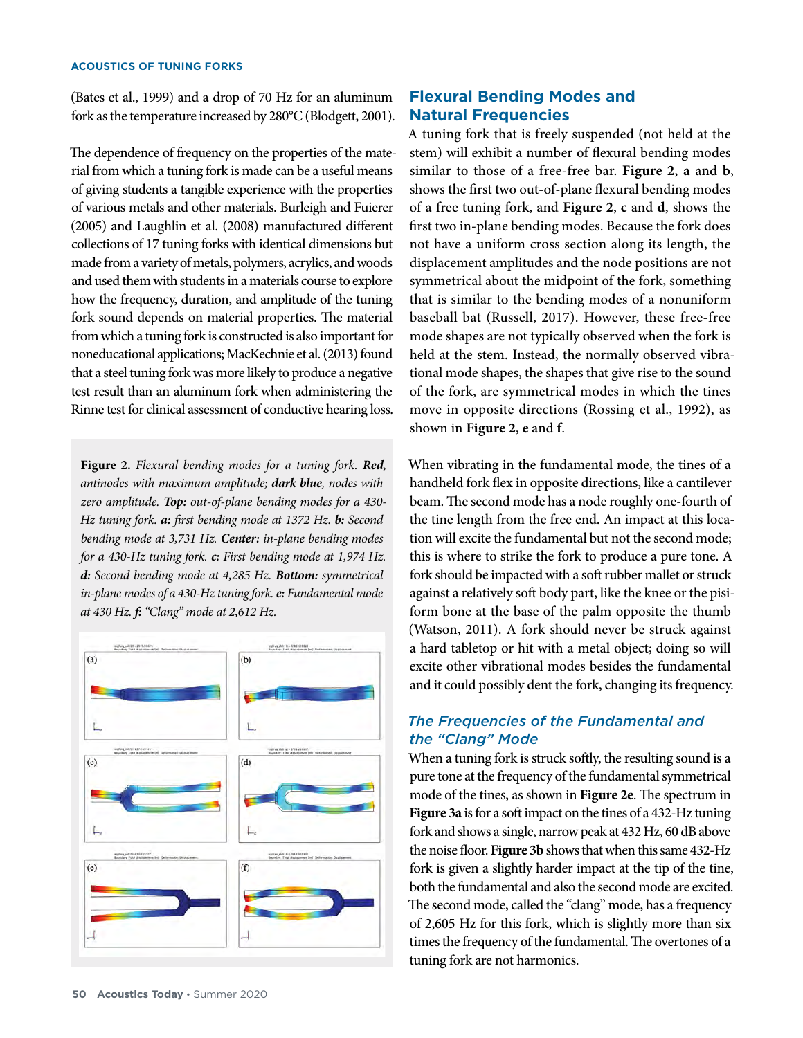(Bates et al., 1999) and a drop of 70 Hz for an aluminum fork as the temperature increased by 280°C (Blodgett, 2001).

The dependence of frequency on the properties of the material from which a tuning fork is made can be a useful means of giving students a tangible experience with the properties of various metals and other materials. Burleigh and Fuierer (2005) and Laughlin et al. (2008) manufactured different collections of 17 tuning forks with identical dimensions but made from a variety of metals, polymers, acrylics, and woods and used them with students in a materials course to explore how the frequency, duration, and amplitude of the tuning fork sound depends on material properties. The material from which a tuning fork is constructed is also important for noneducational applications; MacKechnie et al. (2013) found that a steel tuning fork was more likely to produce a negative test result than an aluminum fork when administering the Rinne test for clinical assessment of conductive hearing loss.

**Figure 2.** *Flexural bending modes for a tuning fork.* ***Red****, antinodes with maximum amplitude;* ***dark blue****, nodes with zero amplitude.* ***Top:*** *out-of-plane bending modes for a 430-Hz tuning fork.* ***a:*** *first bending mode at 1372 Hz.* ***b:*** *Second bending mode at 3,731 Hz.* ***Center:*** *in-plane bending modes for a 430-Hz tuning fork.* ***c:*** *First bending mode at 1,974 Hz.* ***d:*** *Second bending mode at 4,285 Hz.* ***Bottom:*** *symmetrical in-plane modes of a 430-Hz tuning fork.* ***e:*** *Fundamental mode at 430 Hz.* ***f:*** *"Clang" mode at 2,612 Hz.*

## Flexural Bending Modes and Natural Frequencies

A tuning fork that is freely suspended (not held at the stem) will exhibit a number of flexural bending modes similar to those of a free-free bar. **Figure 2**, **a** and **b**, shows the first two out-of-plane flexural bending modes of a free tuning fork, and **Figure 2**, **c** and **d**, shows the first two in-plane bending modes. Because the fork does not have a uniform cross section along its length, the displacement amplitudes and the node positions are not symmetrical about the midpoint of the fork, something that is similar to the bending modes of a nonuniform baseball bat (Russell, 2017). However, these free-free mode shapes are not typically observed when the fork is held at the stem. Instead, the normally observed vibrational mode shapes, the shapes that give rise to the sound of the fork, are symmetrical modes in which the tines move in opposite directions (Rossing et al., 1992), as shown in **Figure 2**, **e** and **f**.

When vibrating in the fundamental mode, the tines of a handheld fork flex in opposite directions, like a cantilever beam. The second mode has a node roughly one-fourth of the tine length from the free end. An impact at this location will excite the fundamental but not the second mode; this is where to strike the fork to produce a pure tone. A fork should be impacted with a soft rubber mallet or struck against a relatively soft body part, like the knee or the pisiform bone at the base of the palm opposite the thumb (Watson, 2011). A fork should never be struck against a hard tabletop or hit with a metal object; doing so will excite other vibrational modes besides the fundamental and it could possibly dent the fork, changing its frequency.

### *The Frequencies of the Fundamental and the "Clang" Mode*

When a tuning fork is struck softly, the resulting sound is a pure tone at the frequency of the fundamental symmetrical mode of the tines, as shown in **Figure 2e**. The spectrum in **Figure 3a** is for a soft impact on the tines of a 432-Hz tuning fork and shows a single, narrow peak at 432 Hz, 60 dB above the noise floor. **Figure 3b** shows that when this same 432-Hz fork is given a slightly harder impact at the tip of the tine, both the fundamental and also the second mode are excited. The second mode, called the "clang" mode, has a frequency of 2,605 Hz for this fork, which is slightly more than six times the frequency of the fundamental. The overtones of a tuning fork are not harmonics.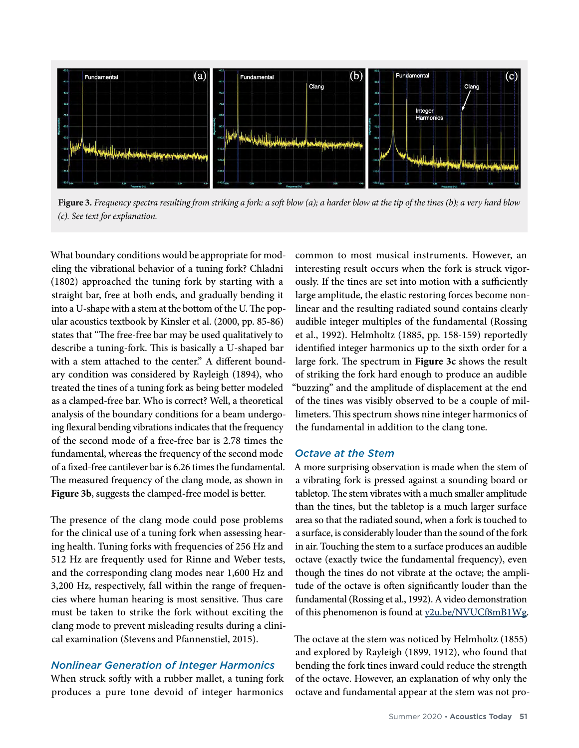**Figure 3.** *Frequency spectra resulting from striking a fork: a soft blow (a); a harder blow at the tip of the tines (b); a very hard blow (c). See text for explanation.*

What boundary conditions would be appropriate for modeling the vibrational behavior of a tuning fork? Chladni (1802) approached the tuning fork by starting with a straight bar, free at both ends, and gradually bending it into a U-shape with a stem at the bottom of the U. The popular acoustics textbook by Kinsler et al. (2000, pp. 85-86) states that "The free-free bar may be used qualitatively to describe a tuning-fork. This is basically a U-shaped bar with a stem attached to the center." A different boundary condition was considered by Rayleigh (1894), who treated the tines of a tuning fork as being better modeled as a clamped-free bar. Who is correct? Well, a theoretical analysis of the boundary conditions for a beam undergoing flexural bending vibrations indicates that the frequency of the second mode of a free-free bar is 2.78 times the fundamental, whereas the frequency of the second mode of a fixed-free cantilever bar is 6.26 times the fundamental. The measured frequency of the clang mode, as shown in **Figure 3b**, suggests the clamped-free model is better.

The presence of the clang mode could pose problems for the clinical use of a tuning fork when assessing hearing health. Tuning forks with frequencies of 256 Hz and 512 Hz are frequently used for Rinne and Weber tests, and the corresponding clang modes near 1,600 Hz and 3,200 Hz, respectively, fall within the range of frequencies where human hearing is most sensitive. Thus care must be taken to strike the fork without exciting the clang mode to prevent misleading results during a clinical examination (Stevens and Pfannenstiel, 2015).

### *Nonlinear Generation of Integer Harmonics*

When struck softly with a rubber mallet, a tuning fork produces a pure tone devoid of integer harmonics common to most musical instruments. However, an interesting result occurs when the fork is struck vigorously. If the tines are set into motion with a sufficiently large amplitude, the elastic restoring forces become nonlinear and the resulting radiated sound contains clearly audible integer multiples of the fundamental (Rossing et al., 1992). Helmholtz (1885, pp. 158-159) reportedly identified integer harmonics up to the sixth order for a large fork. The spectrum in **Figure 3c** shows the result of striking the fork hard enough to produce an audible "buzzing" and the amplitude of displacement at the end of the tines was visibly observed to be a couple of millimeters. This spectrum shows nine integer harmonics of the fundamental in addition to the clang tone.

### *Octave at the Stem*

A more surprising observation is made when the stem of a vibrating fork is pressed against a sounding board or tabletop. The stem vibrates with a much smaller amplitude than the tines, but the tabletop is a much larger surface area so that the radiated sound, when a fork is touched to a surface, is considerably louder than the sound of the fork in air. Touching the stem to a surface produces an audible octave (exactly twice the fundamental frequency), even though the tines do not vibrate at the octave; the amplitude of the octave is often significantly louder than the fundamental (Rossing et al., 1992). A video demonstration of this phenomenon is found at y2u.be/NVUCf8mB1Wg.

The octave at the stem was noticed by Helmholtz (1855) and explored by Rayleigh (1899, 1912), who found that bending the fork tines inward could reduce the strength of the octave. However, an explanation of why only the octave and fundamental appear at the stem was not pro-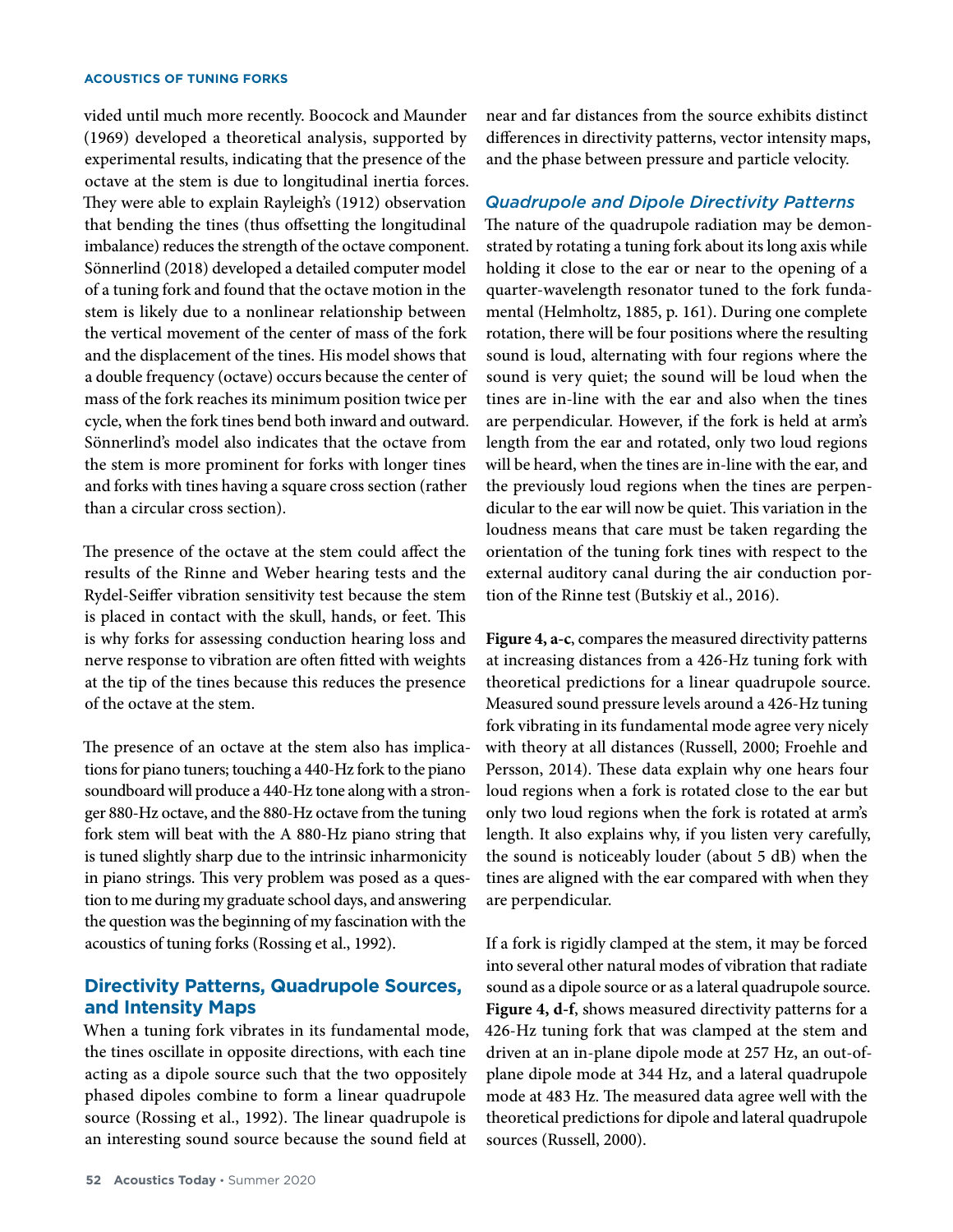vided until much more recently. Boocock and Maunder (1969) developed a theoretical analysis, supported by experimental results, indicating that the presence of the octave at the stem is due to longitudinal inertia forces. They were able to explain Rayleigh's (1912) observation that bending the tines (thus offsetting the longitudinal imbalance) reduces the strength of the octave component. Sönnerlind (2018) developed a detailed computer model of a tuning fork and found that the octave motion in the stem is likely due to a nonlinear relationship between the vertical movement of the center of mass of the fork and the displacement of the tines. His model shows that a double frequency (octave) occurs because the center of mass of the fork reaches its minimum position twice per cycle, when the fork tines bend both inward and outward. Sönnerlind's model also indicates that the octave from the stem is more prominent for forks with longer tines and forks with tines having a square cross section (rather than a circular cross section).

The presence of the octave at the stem could affect the results of the Rinne and Weber hearing tests and the Rydel-Seiffer vibration sensitivity test because the stem is placed in contact with the skull, hands, or feet. This is why forks for assessing conduction hearing loss and nerve response to vibration are often fitted with weights at the tip of the tines because this reduces the presence of the octave at the stem.

The presence of an octave at the stem also has implications for piano tuners; touching a 440-Hz fork to the piano soundboard will produce a 440-Hz tone along with a stronger 880-Hz octave, and the 880-Hz octave from the tuning fork stem will beat with the A 880-Hz piano string that is tuned slightly sharp due to the intrinsic inharmonicity in piano strings. This very problem was posed as a question to me during my graduate school days, and answering the question was the beginning of my fascination with the acoustics of tuning forks (Rossing et al., 1992).

## Directivity Patterns, Quadrupole Sources, and Intensity Maps

When a tuning fork vibrates in its fundamental mode, the tines oscillate in opposite directions, with each tine acting as a dipole source such that the two oppositely phased dipoles combine to form a linear quadrupole source (Rossing et al., 1992). The linear quadrupole is an interesting sound source because the sound field at near and far distances from the source exhibits distinct differences in directivity patterns, vector intensity maps, and the phase between pressure and particle velocity.

### *Quadrupole and Dipole Directivity Patterns*

The nature of the quadrupole radiation may be demonstrated by rotating a tuning fork about its long axis while holding it close to the ear or near to the opening of a quarter-wavelength resonator tuned to the fork fundamental (Helmholtz, 1885, p. 161). During one complete rotation, there will be four positions where the resulting sound is loud, alternating with four regions where the sound is very quiet; the sound will be loud when the tines are in-line with the ear and also when the tines are perpendicular. However, if the fork is held at arm's length from the ear and rotated, only two loud regions will be heard, when the tines are in-line with the ear, and the previously loud regions when the tines are perpendicular to the ear will now be quiet. This variation in the loudness means that care must be taken regarding the orientation of the tuning fork tines with respect to the external auditory canal during the air conduction portion of the Rinne test (Butskiy et al., 2016).

**Figure 4, a-c**, compares the measured directivity patterns at increasing distances from a 426-Hz tuning fork with theoretical predictions for a linear quadrupole source. Measured sound pressure levels around a 426-Hz tuning fork vibrating in its fundamental mode agree very nicely with theory at all distances (Russell, 2000; Froehle and Persson, 2014). These data explain why one hears four loud regions when a fork is rotated close to the ear but only two loud regions when the fork is rotated at arm's length. It also explains why, if you listen very carefully, the sound is noticeably louder (about 5 dB) when the tines are aligned with the ear compared with when they are perpendicular.

If a fork is rigidly clamped at the stem, it may be forced into several other natural modes of vibration that radiate sound as a dipole source or as a lateral quadrupole source. **Figure 4, d-f**, shows measured directivity patterns for a 426-Hz tuning fork that was clamped at the stem and driven at an in-plane dipole mode at 257 Hz, an out-of-plane dipole mode at 344 Hz, and a lateral quadrupole mode at 483 Hz. The measured data agree well with the theoretical predictions for dipole and lateral quadrupole sources (Russell, 2000).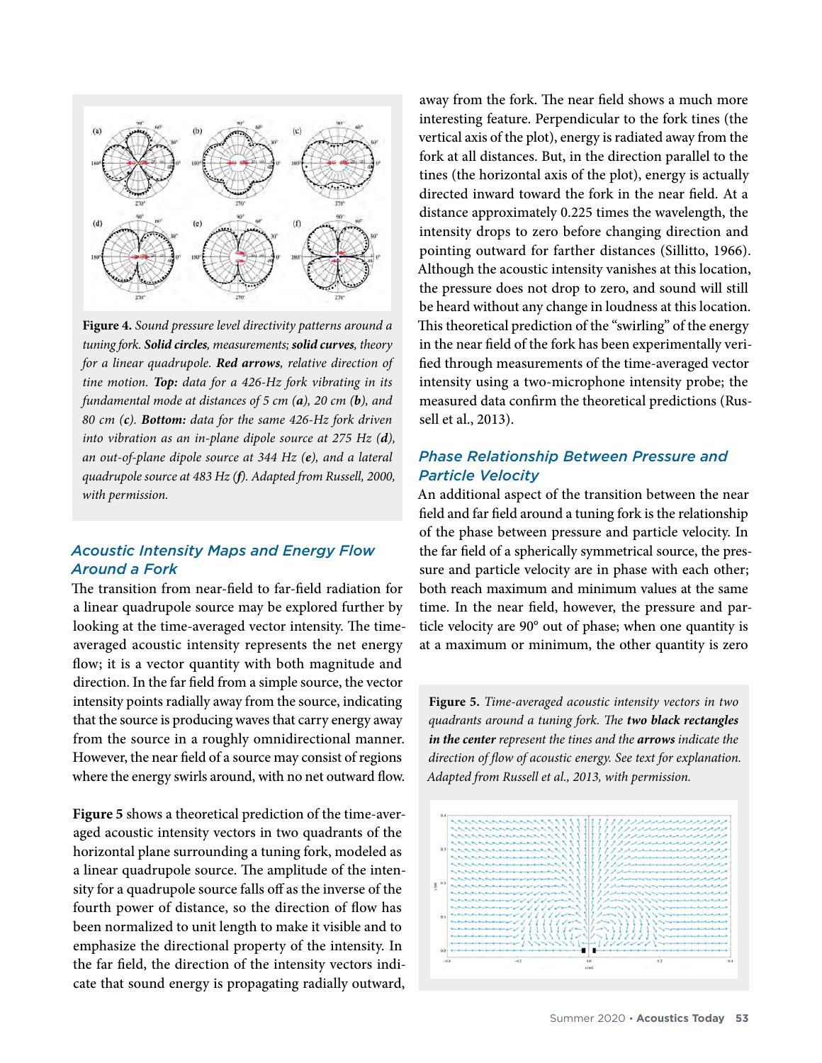**Figure 4.** *Sound pressure level directivity patterns around a tuning fork.* ***Solid circles****, measurements;* ***solid curves****, theory for a linear quadrupole.* ***Red arrows****, relative direction of tine motion.* ***Top:*** *data for a 426-Hz fork vibrating in its fundamental mode at distances of 5 cm (**a**), 20 cm (**b**), and 80 cm (**c**).* ***Bottom:*** *data for the same 426-Hz fork driven into vibration as an in-plane dipole source at 275 Hz (**d**), an out-of-plane dipole source at 344 Hz (**e**), and a lateral quadrupole source at 483 Hz (**f**). Adapted from Russell, 2000, with permission.*

## Acoustic Intensity Maps and Energy Flow Around a Fork

The transition from near-field to far-field radiation for a linear quadrupole source may be explored further by looking at the time-averaged vector intensity. The time-averaged acoustic intensity represents the net energy flow; it is a vector quantity with both magnitude and direction. In the far field from a simple source, the vector intensity points radially away from the source, indicating that the source is producing waves that carry energy away from the source in a roughly omnidirectional manner. However, the near field of a source may consist of regions where the energy swirls around, with no net outward flow.

**Figure 5** shows a theoretical prediction of the time-averaged acoustic intensity vectors in two quadrants of the horizontal plane surrounding a tuning fork, modeled as a linear quadrupole source. The amplitude of the intensity for a quadrupole source falls off as the inverse of the fourth power of distance, so the direction of flow has been normalized to unit length to make it visible and to emphasize the directional property of the intensity. In the far field, the direction of the intensity vectors indicate that sound energy is propagating radially outward, away from the fork. The near field shows a much more interesting feature. Perpendicular to the fork tines (the vertical axis of the plot), energy is radiated away from the fork at all distances. But, in the direction parallel to the tines (the horizontal axis of the plot), energy is actually directed inward toward the fork in the near field. At a distance approximately 0.225 times the wavelength, the intensity drops to zero before changing direction and pointing outward for farther distances (Sillitto, 1966). Although the acoustic intensity vanishes at this location, the pressure does not drop to zero, and sound will still be heard without any change in loudness at this location. This theoretical prediction of the "swirling" of the energy in the near field of the fork has been experimentally verified through measurements of the time-averaged vector intensity using a two-microphone intensity probe; the measured data confirm the theoretical predictions (Russell et al., 2013).

## Phase Relationship Between Pressure and Particle Velocity

An additional aspect of the transition between the near field and far field around a tuning fork is the relationship of the phase between pressure and particle velocity. In the far field of a spherically symmetrical source, the pressure and particle velocity are in phase with each other; both reach maximum and minimum values at the same time. In the near field, however, the pressure and particle velocity are 90° out of phase; when one quantity is at a maximum or minimum, the other quantity is zero

**Figure 5.** *Time-averaged acoustic intensity vectors in two quadrants around a tuning fork. The* ***two black rectangles in the center*** *represent the tines and the* ***arrows*** *indicate the direction of flow of acoustic energy. See text for explanation. Adapted from Russell et al., 2013, with permission.*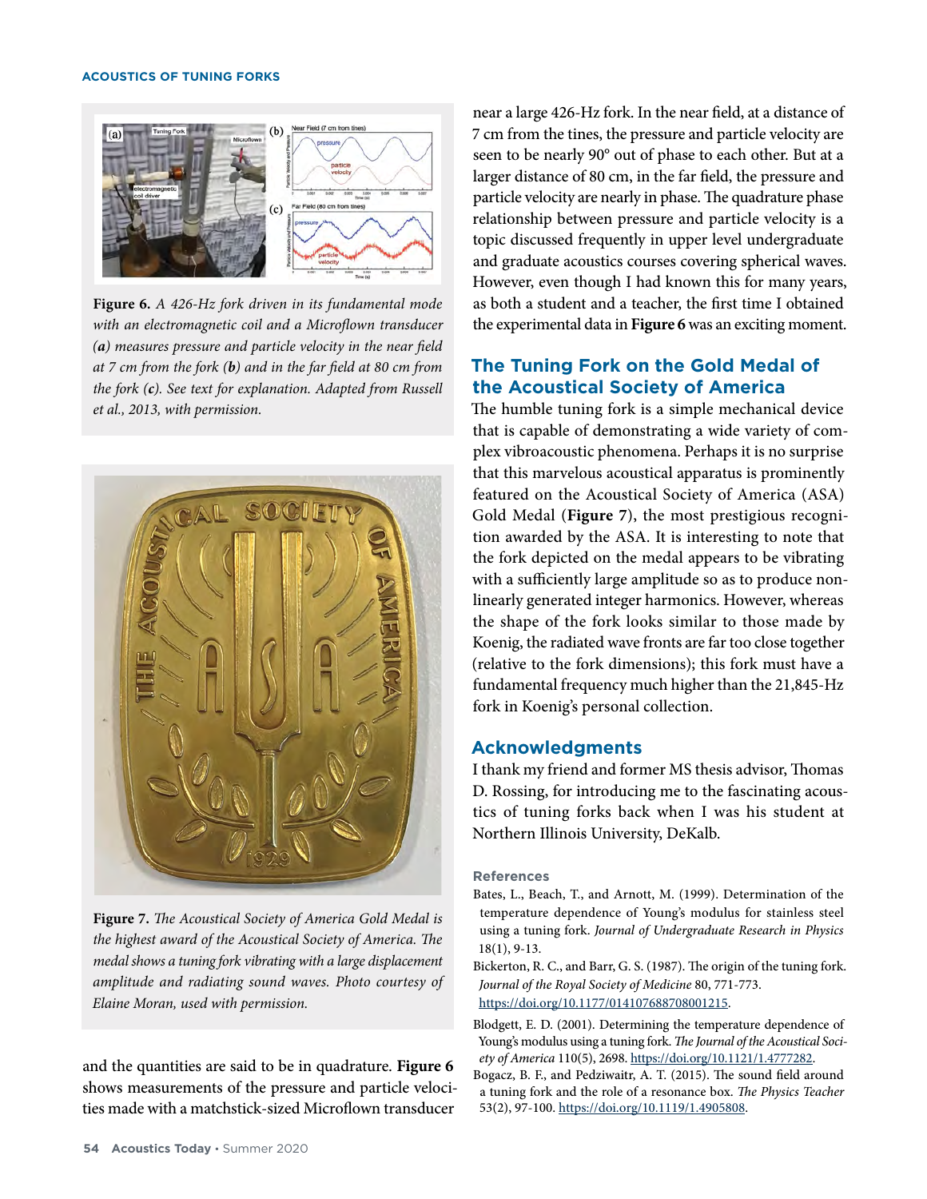**Figure 6.** *A 426-Hz fork driven in its fundamental mode with an electromagnetic coil and a Microflown transducer (**a**) measures pressure and particle velocity in the near field at 7 cm from the fork (**b**) and in the far field at 80 cm from the fork (**c**). See text for explanation. Adapted from Russell et al., 2013, with permission.*

**Figure 7.** *The Acoustical Society of America Gold Medal is the highest award of the Acoustical Society of America. The medal shows a tuning fork vibrating with a large displacement amplitude and radiating sound waves. Photo courtesy of Elaine Moran, used with permission.*

and the quantities are said to be in quadrature. **Figure 6** shows measurements of the pressure and particle velocities made with a matchstick-sized Microflown transducer near a large 426-Hz fork. In the near field, at a distance of 7 cm from the tines, the pressure and particle velocity are seen to be nearly 90° out of phase to each other. But at a larger distance of 80 cm, in the far field, the pressure and particle velocity are nearly in phase. The quadrature phase relationship between pressure and particle velocity is a topic discussed frequently in upper level undergraduate and graduate acoustics courses covering spherical waves. However, even though I had known this for many years, as both a student and a teacher, the first time I obtained the experimental data in **Figure 6** was an exciting moment.

## The Tuning Fork on the Gold Medal of the Acoustical Society of America

The humble tuning fork is a simple mechanical device that is capable of demonstrating a wide variety of complex vibroacoustic phenomena. Perhaps it is no surprise that this marvelous acoustical apparatus is prominently featured on the Acoustical Society of America (ASA) Gold Medal (**Figure 7**), the most prestigious recognition awarded by the ASA. It is interesting to note that the fork depicted on the medal appears to be vibrating with a sufficiently large amplitude so as to produce nonlinearly generated integer harmonics. However, whereas the shape of the fork looks similar to those made by Koenig, the radiated wave fronts are far too close together (relative to the fork dimensions); this fork must have a fundamental frequency much higher than the 21,845-Hz fork in Koenig's personal collection.

## Acknowledgments

I thank my friend and former MS thesis advisor, Thomas D. Rossing, for introducing me to the fascinating acoustics of tuning forks back when I was his student at Northern Illinois University, DeKalb.

### References

Bates, L., Beach, T., and Arnott, M. (1999). Determination of the temperature dependence of Young's modulus for stainless steel using a tuning fork. *Journal of Undergraduate Research in Physics* 18(1), 9-13.

Bickerton, R. C., and Barr, G. S. (1987). The origin of the tuning fork. *Journal of the Royal Society of Medicine* 80, 771-773. https://doi.org/10.1177/014107688708001215.

Blodgett, E. D. (2001). Determining the temperature dependence of Young's modulus using a tuning fork. *The Journal of the Acoustical Society of America* 110(5), 2698. https://doi.org/10.1121/1.4777282.

Bogacz, B. F., and Pedziwaitr, A. T. (2015). The sound field around a tuning fork and the role of a resonance box. *The Physics Teacher* 53(2), 97-100. https://doi.org/10.1119/1.4905808.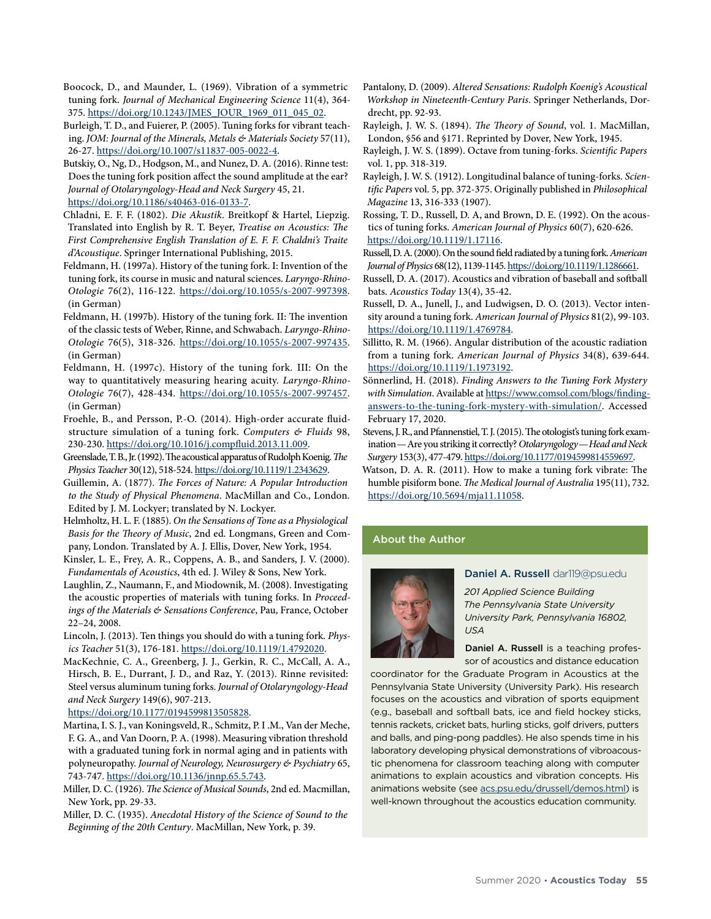Boocock, D., and Maunder, L. (1969). Vibration of a symmetric tuning fork. *Journal of Mechanical Engineering Science* 11(4), 364-375. https://doi.org/10.1243/JMES_JOUR_1969_011_045_02.

Burleigh, T. D., and Fuierer, P. (2005). Tuning forks for vibrant teaching. *JOM: Journal of the Minerals, Metals & Materials Society* 57(11), 26-27. https://doi.org/10.1007/s11837-005-0022-4.

Butskiy, O., Ng, D., Hodgson, M., and Nunez, D. A. (2016). Rinne test: Does the tuning fork position affect the sound amplitude at the ear? *Journal of Otolaryngology-Head and Neck Surgery* 45, 21. https://doi.org/10.1186/s40463-016-0133-7.

Chladni, E. F. F. (1802). *Die Akustik*. Breitkopf & Hartel, Liepzig. Translated into English by R. T. Beyer, *Treatise on Acoustics: The First Comprehensive English Translation of E. F. F. Chaldni's Traite d'Acoustique*. Springer International Publishing, 2015.

Feldmann, H. (1997a). History of the tuning fork. I: Invention of the tuning fork, its course in music and natural sciences. *Laryngo-Rhino-Otologie* 76(2), 116-122. https://doi.org/10.1055/s-2007-997398. (in German)

Feldmann, H. (1997b). History of the tuning fork. II: The invention of the classic tests of Weber, Rinne, and Schwabach. *Laryngo-Rhino-Otologie* 76(5), 318-326. https://doi.org/10.1055/s-2007-997435. (in German)

Feldmann, H. (1997c). History of the tuning fork. III: On the way to quantitatively measuring hearing acuity. *Laryngo-Rhino-Otologie* 76(7), 428-434. https://doi.org/10.1055/s-2007-997457. (in German)

Froehle, B., and Persson, P.-O. (2014). High-order accurate fluid-structure simulation of a tuning fork. *Computers & Fluids* 98, 230-230. https://doi.org/10.1016/j.compfluid.2013.11.009.

Greenslade, T. B., Jr. (1992). The acoustical apparatus of Rudolph Koenig. *The Physics Teacher* 30(12), 518-524. https://doi.org/10.1119/1.2343629.

Guillemin, A. (1877). *The Forces of Nature: A Popular Introduction to the Study of Physical Phenomena*. MacMillan and Co., London. Edited by J. M. Lockyer; translated by N. Lockyer.

Helmholtz, H. L. F. (1885). *On the Sensations of Tone as a Physiological Basis for the Theory of Music*, 2nd ed. Longmans, Green and Company, London. Translated by A. J. Ellis, Dover, New York, 1954.

Kinsler, L. E., Frey, A. R., Coppens, A. B., and Sanders, J. V. (2000). *Fundamentals of Acoustics*, 4th ed. J. Wiley & Sons, New York.

Laughlin, Z., Naumann, F., and Miodownik, M. (2008). Investigating the acoustic properties of materials with tuning forks. In *Proceedings of the Materials & Sensations Conference*, Pau, France, October 22–24, 2008.

Lincoln, J. (2013). Ten things you should do with a tuning fork. *Physics Teacher* 51(3), 176-181. https://doi.org/10.1119/1.4792020.

MacKechnie, C. A., Greenberg, J. J., Gerkin, R. C., McCall, A. A., Hirsch, B. E., Durrant, J. D., and Raz, Y. (2013). Rinne revisited: Steel versus aluminum tuning forks. *Journal of Otolaryngology-Head and Neck Surgery* 149(6), 907-213. https://doi.org/10.1177/0194599813505828.

Martina, I. S. J., van Koningsveld, R., Schmitz, P. I .M., Van der Meche, F. G. A., and Van Doorn, P. A. (1998). Measuring vibration threshold with a graduated tuning fork in normal aging and in patients with polyneuropathy. *Journal of Neurology, Neurosurgery & Psychiatry* 65, 743-747. https://doi.org/10.1136/jnnp.65.5.743.

Miller, D. C. (1926). *The Science of Musical Sounds*, 2nd ed. Macmillan, New York, pp. 29-33.

Miller, D. C. (1935). *Anecdotal History of the Science of Sound to the Beginning of the 20th Century*. MacMillan, New York, p. 39.

Pantalony, D. (2009). *Altered Sensations: Rudolph Koenig's Acoustical Workshop in Nineteenth-Century Paris*. Springer Netherlands, Dordrecht, pp. 92-93.

Rayleigh, J. W. S. (1894). *The Theory of Sound*, vol. 1. MacMillan, London, §56 and §171. Reprinted by Dover, New York, 1945.

Rayleigh, J. W. S. (1899). Octave from tuning-forks. *Scientific Papers* vol. 1, pp. 318-319.

Rayleigh, J. W. S. (1912). Longitudinal balance of tuning-forks. *Scientific Papers* vol. 5, pp. 372-375. Originally published in *Philosophical Magazine* 13, 316-333 (1907).

Rossing, T. D., Russell, D. A, and Brown, D. E. (1992). On the acoustics of tuning forks. *American Journal of Physics* 60(7), 620-626. https://doi.org/10.1119/1.17116.

Russell, D. A. (2000). On the sound field radiated by a tuning fork. *American Journal of Physics* 68(12), 1139-1145. https://doi.org/10.1119/1.1286661.

Russell, D. A. (2017). Acoustics and vibration of baseball and softball bats. *Acoustics Today* 13(4), 35-42.

Russell, D. A., Junell, J., and Ludwigsen, D. O. (2013). Vector intensity around a tuning fork. *American Journal of Physics* 81(2), 99-103. https://doi.org/10.1119/1.4769784.

Sillitto, R. M. (1966). Angular distribution of the acoustic radiation from a tuning fork. *American Journal of Physics* 34(8), 639-644. https://doi.org/10.1119/1.1973192.

Sönnerlind, H. (2018). *Finding Answers to the Tuning Fork Mystery with Simulation*. Available at https://www.comsol.com/blogs/finding-answers-to-the-tuning-fork-mystery-with-simulation/. Accessed February 17, 2020.

Stevens, J. R., and Pfannenstiel, T. J. (2015). The otologist's tuning fork examination—Are you striking it correctly? *Otolaryngology—Head and Neck Surgery* 153(3), 477-479. https://doi.org/10.1177/0194599814559697.

Watson, D. A. R. (2011). How to make a tuning fork vibrate: The humble pisiform bone. *The Medical Journal of Australia* 195(11), 732. https://doi.org/10.5694/mja11.11058.

## About the Author

**Daniel A. Russell** dar119@psu.edu

*201 Applied Science Building*
*The Pennsylvania State University*
*University Park, Pennsylvania 16802, USA*

**Daniel A. Russell** is a teaching professor of acoustics and distance education coordinator for the Graduate Program in Acoustics at the Pennsylvania State University (University Park). His research focuses on the acoustics and vibration of sports equipment (e.g., baseball and softball bats, ice and field hockey sticks, tennis rackets, cricket bats, hurling sticks, golf drivers, putters and balls, and ping-pong paddles). He also spends time in his laboratory developing physical demonstrations of vibroacoustic phenomena for classroom teaching along with computer animations to explain acoustics and vibration concepts. His animations website (see acs.psu.edu/drussell/demos.html) is well-known throughout the acoustics education community.